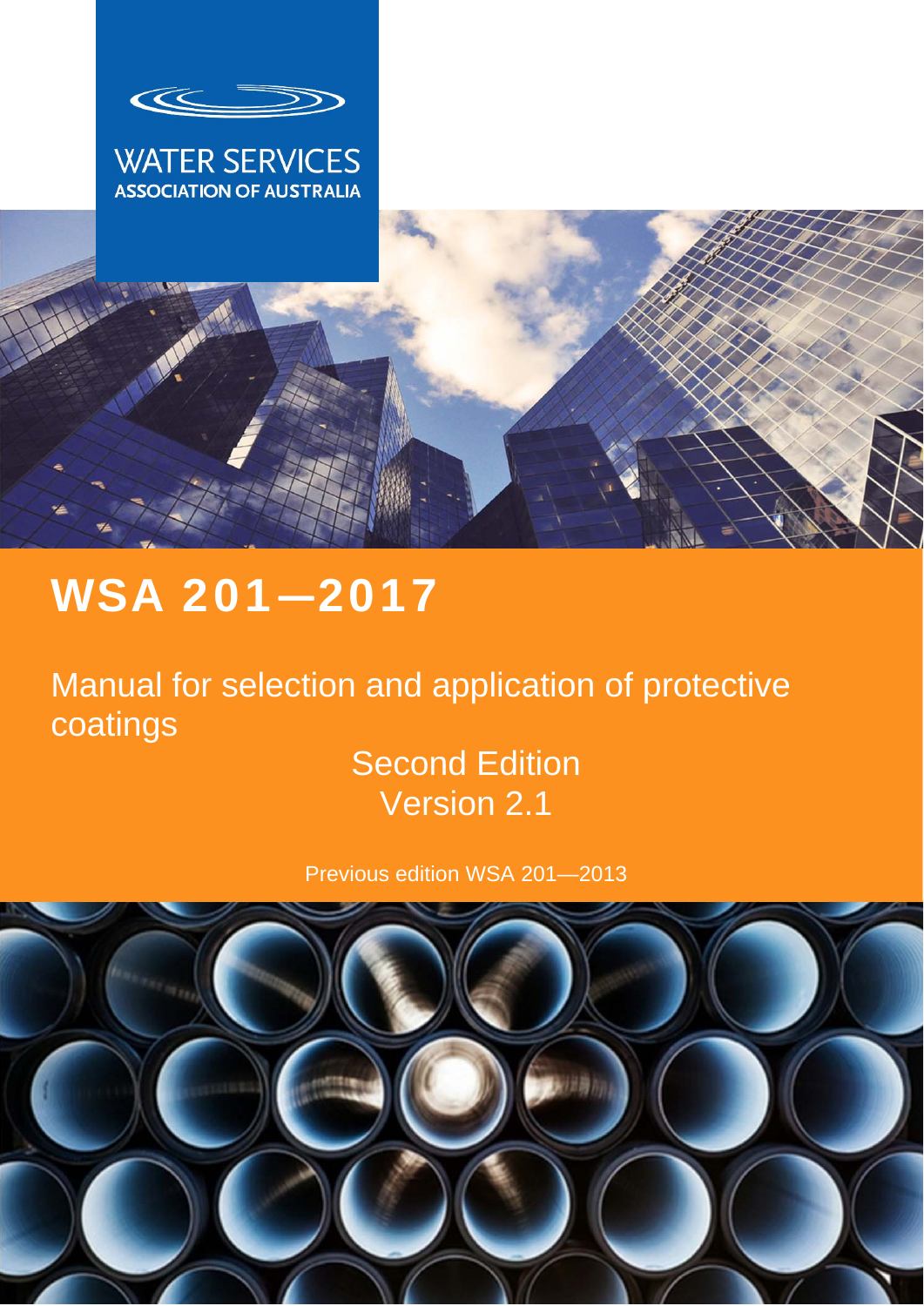WATER SERVICES
ASSOCIATION OF AUSTRALIA

# WSA 201—2017

## Manual for selection and application of protective coatings

Second Edition
Version 2.1

Previous edition WSA 201—2013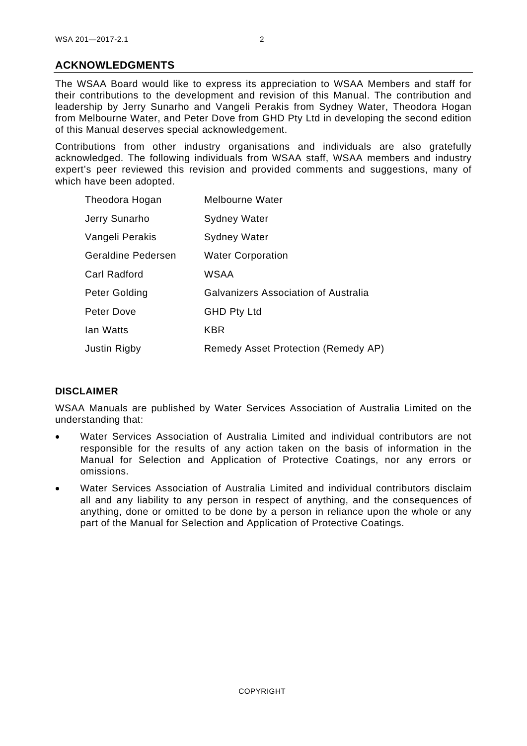## ACKNOWLEDGMENTS

The WSAA Board would like to express its appreciation to WSAA Members and staff for their contributions to the development and revision of this Manual. The contribution and leadership by Jerry Sunarho and Vangeli Perakis from Sydney Water, Theodora Hogan from Melbourne Water, and Peter Dove from GHD Pty Ltd in developing the second edition of this Manual deserves special acknowledgement.

Contributions from other industry organisations and individuals are also gratefully acknowledged. The following individuals from WSAA staff, WSAA members and industry expert's peer reviewed this revision and provided comments and suggestions, many of which have been adopted.

| | |
|---|---|
| Theodora Hogan | Melbourne Water |
| Jerry Sunarho | Sydney Water |
| Vangeli Perakis | Sydney Water |
| Geraldine Pedersen | Water Corporation |
| Carl Radford | WSAA |
| Peter Golding | Galvanizers Association of Australia |
| Peter Dove | GHD Pty Ltd |
| Ian Watts | KBR |
| Justin Rigby | Remedy Asset Protection (Remedy AP) |

### DISCLAIMER

WSAA Manuals are published by Water Services Association of Australia Limited on the understanding that:

- Water Services Association of Australia Limited and individual contributors are not responsible for the results of any action taken on the basis of information in the Manual for Selection and Application of Protective Coatings, nor any errors or omissions.
- Water Services Association of Australia Limited and individual contributors disclaim all and any liability to any person in respect of anything, and the consequences of anything, done or omitted to be done by a person in reliance upon the whole or any part of the Manual for Selection and Application of Protective Coatings.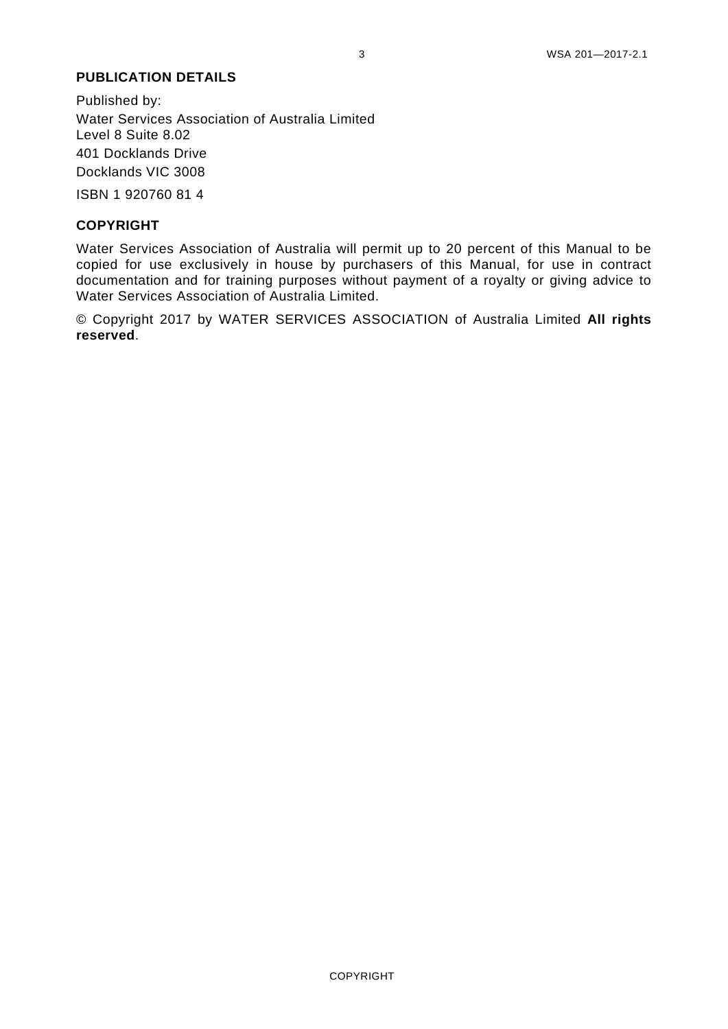## PUBLICATION DETAILS

Published by:

Water Services Association of Australia Limited
Level 8 Suite 8.02
401 Docklands Drive
Docklands VIC 3008

ISBN 1 920760 81 4

## COPYRIGHT

Water Services Association of Australia will permit up to 20 percent of this Manual to be copied for use exclusively in house by purchasers of this Manual, for use in contract documentation and for training purposes without payment of a royalty or giving advice to Water Services Association of Australia Limited.

© Copyright 2017 by WATER SERVICES ASSOCIATION of Australia Limited **All rights reserved**.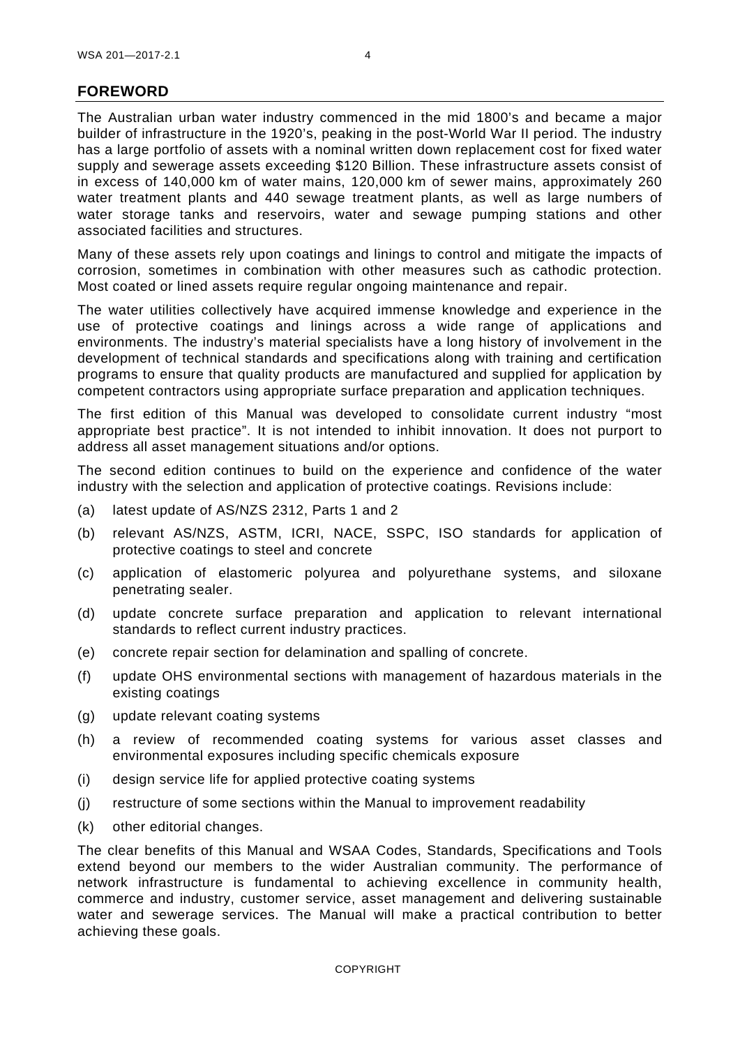## FOREWORD

The Australian urban water industry commenced in the mid 1800's and became a major builder of infrastructure in the 1920's, peaking in the post-World War II period. The industry has a large portfolio of assets with a nominal written down replacement cost for fixed water supply and sewerage assets exceeding $120 Billion. These infrastructure assets consist of in excess of 140,000 km of water mains, 120,000 km of sewer mains, approximately 260 water treatment plants and 440 sewage treatment plants, as well as large numbers of water storage tanks and reservoirs, water and sewage pumping stations and other associated facilities and structures.

Many of these assets rely upon coatings and linings to control and mitigate the impacts of corrosion, sometimes in combination with other measures such as cathodic protection. Most coated or lined assets require regular ongoing maintenance and repair.

The water utilities collectively have acquired immense knowledge and experience in the use of protective coatings and linings across a wide range of applications and environments. The industry's material specialists have a long history of involvement in the development of technical standards and specifications along with training and certification programs to ensure that quality products are manufactured and supplied for application by competent contractors using appropriate surface preparation and application techniques.

The first edition of this Manual was developed to consolidate current industry "most appropriate best practice". It is not intended to inhibit innovation. It does not purport to address all asset management situations and/or options.

The second edition continues to build on the experience and confidence of the water industry with the selection and application of protective coatings. Revisions include:

(a) latest update of AS/NZS 2312, Parts 1 and 2

(b) relevant AS/NZS, ASTM, ICRI, NACE, SSPC, ISO standards for application of protective coatings to steel and concrete

(c) application of elastomeric polyurea and polyurethane systems, and siloxane penetrating sealer.

(d) update concrete surface preparation and application to relevant international standards to reflect current industry practices.

(e) concrete repair section for delamination and spalling of concrete.

(f) update OHS environmental sections with management of hazardous materials in the existing coatings

(g) update relevant coating systems

(h) a review of recommended coating systems for various asset classes and environmental exposures including specific chemicals exposure

(i) design service life for applied protective coating systems

(j) restructure of some sections within the Manual to improvement readability

(k) other editorial changes.

The clear benefits of this Manual and WSAA Codes, Standards, Specifications and Tools extend beyond our members to the wider Australian community. The performance of network infrastructure is fundamental to achieving excellence in community health, commerce and industry, customer service, asset management and delivering sustainable water and sewerage services. The Manual will make a practical contribution to better achieving these goals.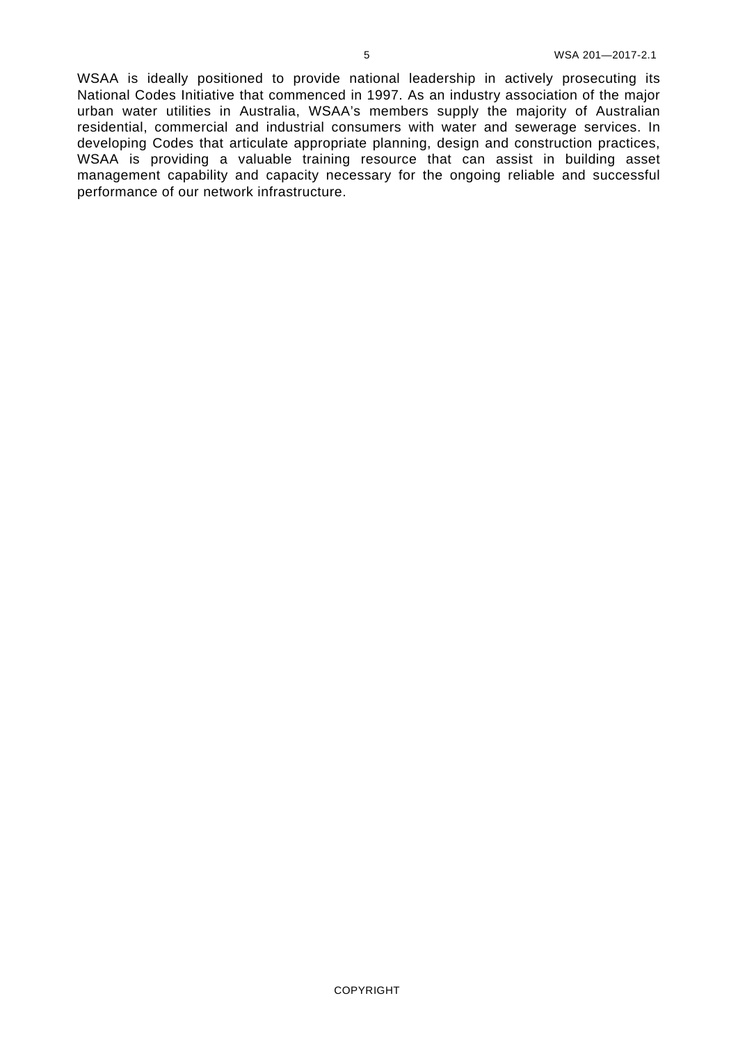WSAA is ideally positioned to provide national leadership in actively prosecuting its National Codes Initiative that commenced in 1997. As an industry association of the major urban water utilities in Australia, WSAA's members supply the majority of Australian residential, commercial and industrial consumers with water and sewerage services. In developing Codes that articulate appropriate planning, design and construction practices, WSAA is providing a valuable training resource that can assist in building asset management capability and capacity necessary for the ongoing reliable and successful performance of our network infrastructure.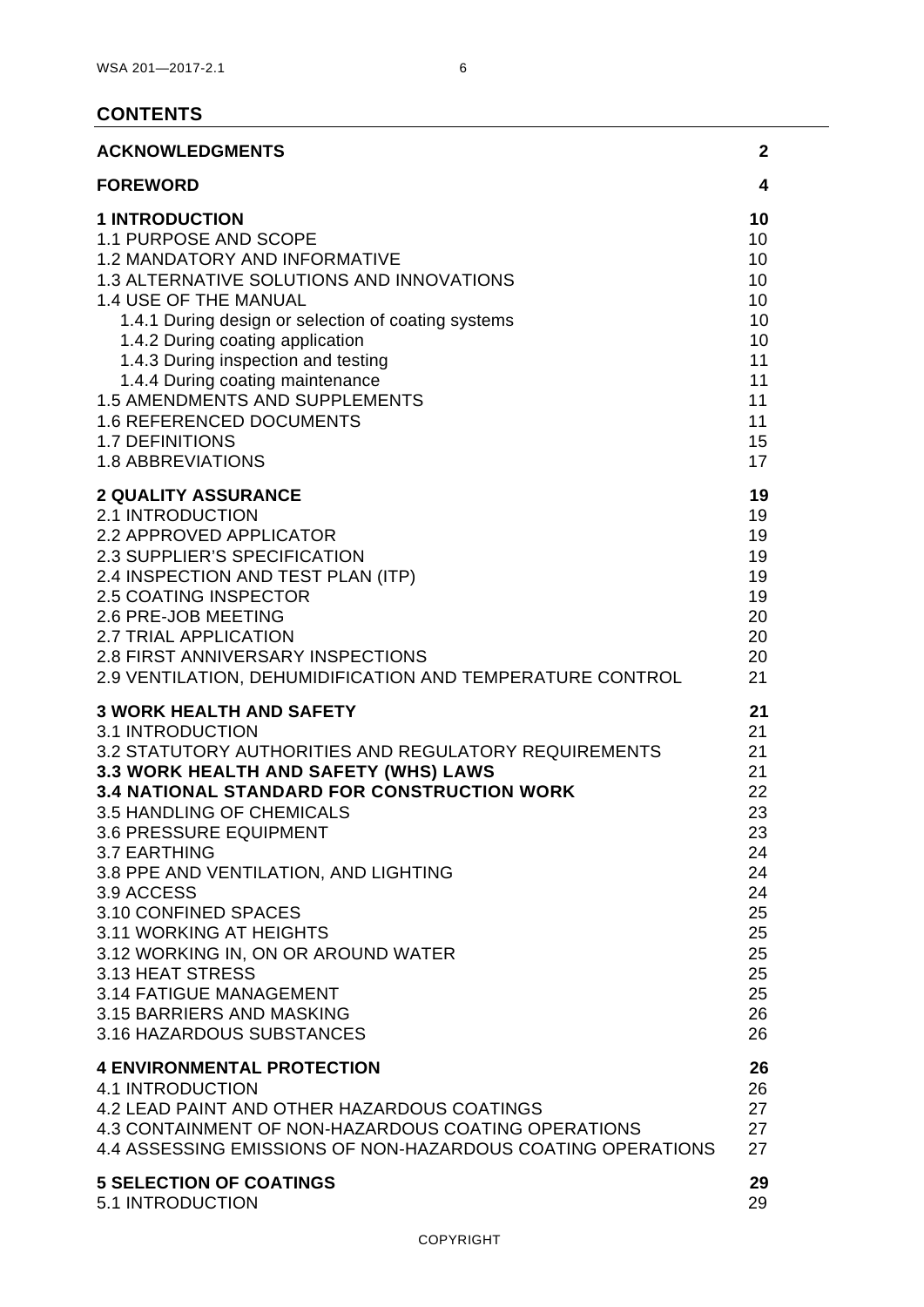## CONTENTS

| | |
|---|---|
| **ACKNOWLEDGMENTS** | **2** |
| **FOREWORD** | **4** |
| **1 INTRODUCTION** | **10** |
| 1.1 PURPOSE AND SCOPE | 10 |
| 1.2 MANDATORY AND INFORMATIVE | 10 |
| 1.3 ALTERNATIVE SOLUTIONS AND INNOVATIONS | 10 |
| 1.4 USE OF THE MANUAL | 10 |
| 1.4.1 During design or selection of coating systems | 10 |
| 1.4.2 During coating application | 10 |
| 1.4.3 During inspection and testing | 11 |
| 1.4.4 During coating maintenance | 11 |
| 1.5 AMENDMENTS AND SUPPLEMENTS | 11 |
| 1.6 REFERENCED DOCUMENTS | 11 |
| 1.7 DEFINITIONS | 15 |
| 1.8 ABBREVIATIONS | 17 |
| **2 QUALITY ASSURANCE** | **19** |
| 2.1 INTRODUCTION | 19 |
| 2.2 APPROVED APPLICATOR | 19 |
| 2.3 SUPPLIER'S SPECIFICATION | 19 |
| 2.4 INSPECTION AND TEST PLAN (ITP) | 19 |
| 2.5 COATING INSPECTOR | 19 |
| 2.6 PRE-JOB MEETING | 20 |
| 2.7 TRIAL APPLICATION | 20 |
| 2.8 FIRST ANNIVERSARY INSPECTIONS | 20 |
| 2.9 VENTILATION, DEHUMIDIFICATION AND TEMPERATURE CONTROL | 21 |
| **3 WORK HEALTH AND SAFETY** | **21** |
| 3.1 INTRODUCTION | 21 |
| 3.2 STATUTORY AUTHORITIES AND REGULATORY REQUIREMENTS | 21 |
| **3.3 WORK HEALTH AND SAFETY (WHS) LAWS** | 21 |
| **3.4 NATIONAL STANDARD FOR CONSTRUCTION WORK** | 22 |
| 3.5 HANDLING OF CHEMICALS | 23 |
| 3.6 PRESSURE EQUIPMENT | 23 |
| 3.7 EARTHING | 24 |
| 3.8 PPE AND VENTILATION, AND LIGHTING | 24 |
| 3.9 ACCESS | 24 |
| 3.10 CONFINED SPACES | 25 |
| 3.11 WORKING AT HEIGHTS | 25 |
| 3.12 WORKING IN, ON OR AROUND WATER | 25 |
| 3.13 HEAT STRESS | 25 |
| 3.14 FATIGUE MANAGEMENT | 25 |
| 3.15 BARRIERS AND MASKING | 26 |
| 3.16 HAZARDOUS SUBSTANCES | 26 |
| **4 ENVIRONMENTAL PROTECTION** | **26** |
| 4.1 INTRODUCTION | 26 |
| 4.2 LEAD PAINT AND OTHER HAZARDOUS COATINGS | 27 |
| 4.3 CONTAINMENT OF NON-HAZARDOUS COATING OPERATIONS | 27 |
| 4.4 ASSESSING EMISSIONS OF NON-HAZARDOUS COATING OPERATIONS | 27 |
| **5 SELECTION OF COATINGS** | **29** |
| 5.1 INTRODUCTION | 29 |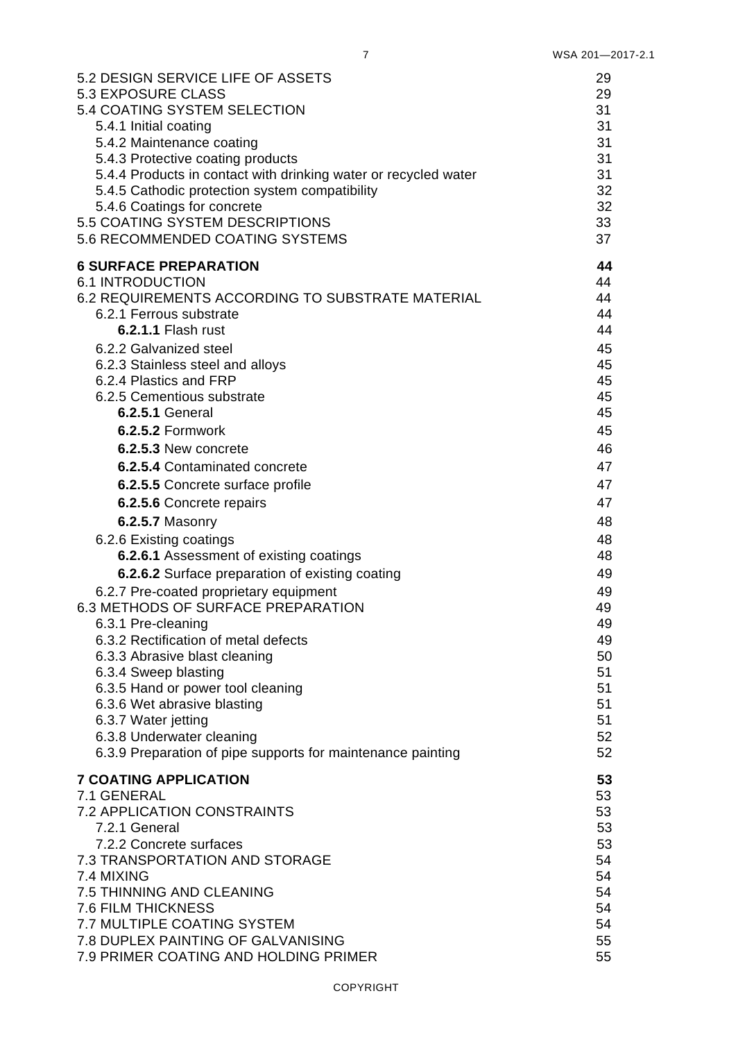| | |
|---|---|
| 5.2 DESIGN SERVICE LIFE OF ASSETS | 29 |
| 5.3 EXPOSURE CLASS | 29 |
| 5.4 COATING SYSTEM SELECTION | 31 |
| 5.4.1 Initial coating | 31 |
| 5.4.2 Maintenance coating | 31 |
| 5.4.3 Protective coating products | 31 |
| 5.4.4 Products in contact with drinking water or recycled water | 31 |
| 5.4.5 Cathodic protection system compatibility | 32 |
| 5.4.6 Coatings for concrete | 32 |
| 5.5 COATING SYSTEM DESCRIPTIONS | 33 |
| 5.6 RECOMMENDED COATING SYSTEMS | 37 |
| **6 SURFACE PREPARATION** | **44** |
| 6.1 INTRODUCTION | 44 |
| 6.2 REQUIREMENTS ACCORDING TO SUBSTRATE MATERIAL | 44 |
| 6.2.1 Ferrous substrate | 44 |
| **6.2.1.1** Flash rust | 44 |
| 6.2.2 Galvanized steel | 45 |
| 6.2.3 Stainless steel and alloys | 45 |
| 6.2.4 Plastics and FRP | 45 |
| 6.2.5 Cementious substrate | 45 |
| **6.2.5.1** General | 45 |
| **6.2.5.2** Formwork | 45 |
| **6.2.5.3** New concrete | 46 |
| **6.2.5.4** Contaminated concrete | 47 |
| **6.2.5.5** Concrete surface profile | 47 |
| **6.2.5.6** Concrete repairs | 47 |
| **6.2.5.7** Masonry | 48 |
| 6.2.6 Existing coatings | 48 |
| **6.2.6.1** Assessment of existing coatings | 48 |
| **6.2.6.2** Surface preparation of existing coating | 49 |
| 6.2.7 Pre-coated proprietary equipment | 49 |
| 6.3 METHODS OF SURFACE PREPARATION | 49 |
| 6.3.1 Pre-cleaning | 49 |
| 6.3.2 Rectification of metal defects | 49 |
| 6.3.3 Abrasive blast cleaning | 50 |
| 6.3.4 Sweep blasting | 51 |
| 6.3.5 Hand or power tool cleaning | 51 |
| 6.3.6 Wet abrasive blasting | 51 |
| 6.3.7 Water jetting | 51 |
| 6.3.8 Underwater cleaning | 52 |
| 6.3.9 Preparation of pipe supports for maintenance painting | 52 |
| **7 COATING APPLICATION** | **53** |
| 7.1 GENERAL | 53 |
| 7.2 APPLICATION CONSTRAINTS | 53 |
| 7.2.1 General | 53 |
| 7.2.2 Concrete surfaces | 53 |
| 7.3 TRANSPORTATION AND STORAGE | 54 |
| 7.4 MIXING | 54 |
| 7.5 THINNING AND CLEANING | 54 |
| 7.6 FILM THICKNESS | 54 |
| 7.7 MULTIPLE COATING SYSTEM | 54 |
| 7.8 DUPLEX PAINTING OF GALVANISING | 55 |
| 7.9 PRIMER COATING AND HOLDING PRIMER | 55 |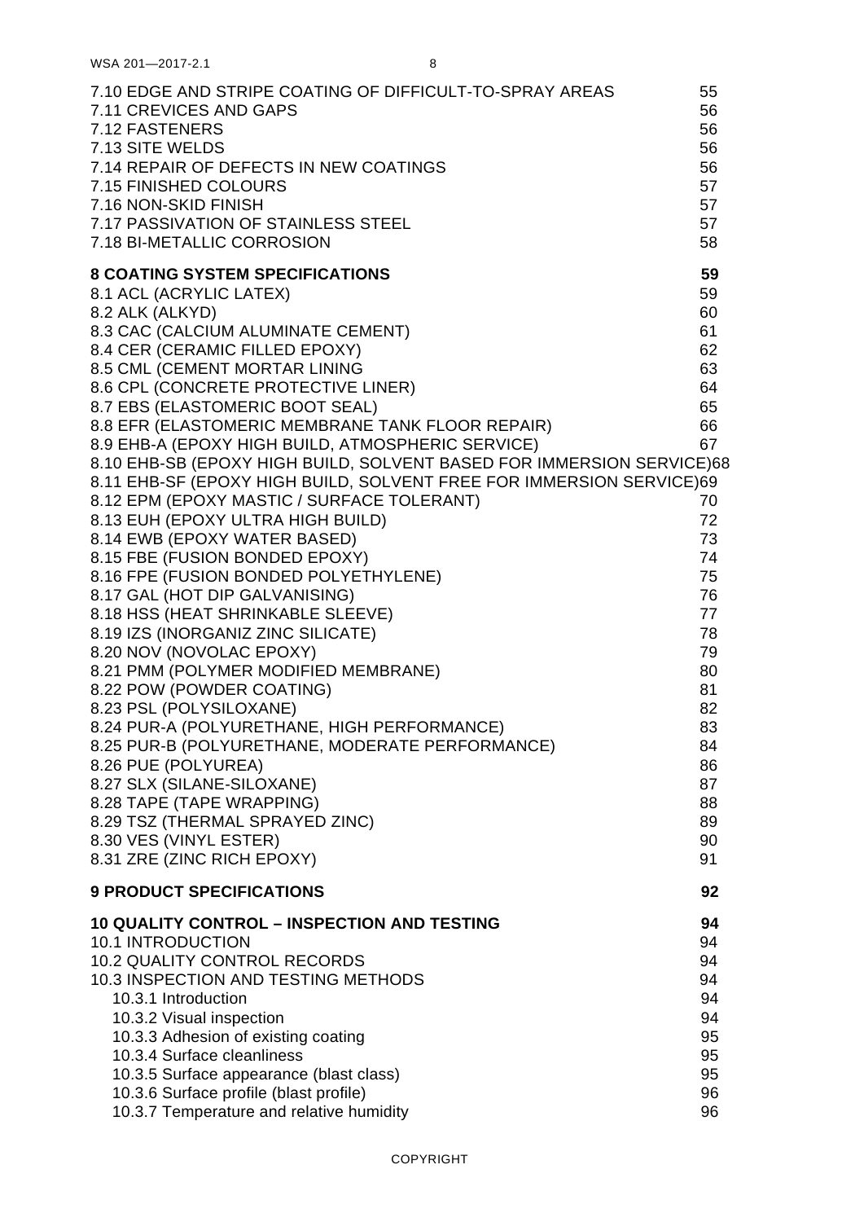7.10 EDGE AND STRIPE COATING OF DIFFICULT-TO-SPRAY AREAS 55
7.11 CREVICES AND GAPS 56
7.12 FASTENERS 56
7.13 SITE WELDS 56
7.14 REPAIR OF DEFECTS IN NEW COATINGS 56
7.15 FINISHED COLOURS 57
7.16 NON-SKID FINISH 57
7.17 PASSIVATION OF STAINLESS STEEL 57
7.18 BI-METALLIC CORROSION 58

**8 COATING SYSTEM SPECIFICATIONS 59**
8.1 ACL (ACRYLIC LATEX) 59
8.2 ALK (ALKYD) 60
8.3 CAC (CALCIUM ALUMINATE CEMENT) 61
8.4 CER (CERAMIC FILLED EPOXY) 62
8.5 CML (CEMENT MORTAR LINING 63
8.6 CPL (CONCRETE PROTECTIVE LINER) 64
8.7 EBS (ELASTOMERIC BOOT SEAL) 65
8.8 EFR (ELASTOMERIC MEMBRANE TANK FLOOR REPAIR) 66
8.9 EHB-A (EPOXY HIGH BUILD, ATMOSPHERIC SERVICE) 67
8.10 EHB-SB (EPOXY HIGH BUILD, SOLVENT BASED FOR IMMERSION SERVICE)68
8.11 EHB-SF (EPOXY HIGH BUILD, SOLVENT FREE FOR IMMERSION SERVICE)69
8.12 EPM (EPOXY MASTIC / SURFACE TOLERANT) 70
8.13 EUH (EPOXY ULTRA HIGH BUILD) 72
8.14 EWB (EPOXY WATER BASED) 73
8.15 FBE (FUSION BONDED EPOXY) 74
8.16 FPE (FUSION BONDED POLYETHYLENE) 75
8.17 GAL (HOT DIP GALVANISING) 76
8.18 HSS (HEAT SHRINKABLE SLEEVE) 77
8.19 IZS (INORGANIZ ZINC SILICATE) 78
8.20 NOV (NOVOLAC EPOXY) 79
8.21 PMM (POLYMER MODIFIED MEMBRANE) 80
8.22 POW (POWDER COATING) 81
8.23 PSL (POLYSILOXANE) 82
8.24 PUR-A (POLYURETHANE, HIGH PERFORMANCE) 83
8.25 PUR-B (POLYURETHANE, MODERATE PERFORMANCE) 84
8.26 PUE (POLYUREA) 86
8.27 SLX (SILANE-SILOXANE) 87
8.28 TAPE (TAPE WRAPPING) 88
8.29 TSZ (THERMAL SPRAYED ZINC) 89
8.30 VES (VINYL ESTER) 90
8.31 ZRE (ZINC RICH EPOXY) 91

**9 PRODUCT SPECIFICATIONS 92**

**10 QUALITY CONTROL – INSPECTION AND TESTING 94**
10.1 INTRODUCTION 94
10.2 QUALITY CONTROL RECORDS 94
10.3 INSPECTION AND TESTING METHODS 94
- 10.3.1 Introduction 94
- 10.3.2 Visual inspection 94
- 10.3.3 Adhesion of existing coating 95
- 10.3.4 Surface cleanliness 95
- 10.3.5 Surface appearance (blast class) 95
- 10.3.6 Surface profile (blast profile) 96
- 10.3.7 Temperature and relative humidity 96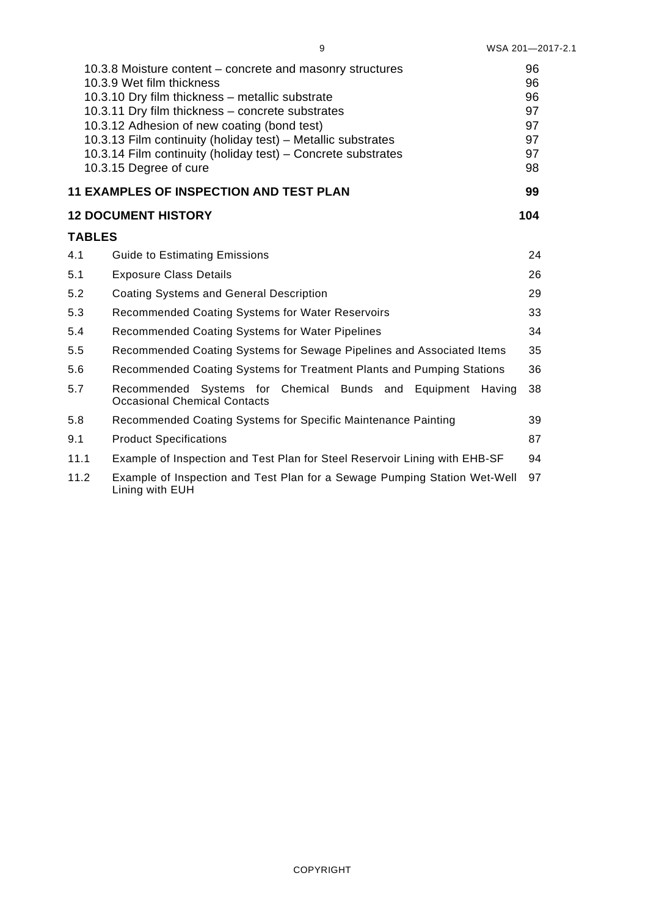10.3.8 Moisture content – concrete and masonry structures 96
10.3.9 Wet film thickness 96
10.3.10 Dry film thickness – metallic substrate 96
10.3.11 Dry film thickness – concrete substrates 97
10.3.12 Adhesion of new coating (bond test) 97
10.3.13 Film continuity (holiday test) – Metallic substrates 97
10.3.14 Film continuity (holiday test) – Concrete substrates 97
10.3.15 Degree of cure 98

**11 EXAMPLES OF INSPECTION AND TEST PLAN** **99**

**12 DOCUMENT HISTORY** **104**

**TABLES**

| | | |
|---|---|---|
| 4.1 | Guide to Estimating Emissions | 24 |
| 5.1 | Exposure Class Details | 26 |
| 5.2 | Coating Systems and General Description | 29 |
| 5.3 | Recommended Coating Systems for Water Reservoirs | 33 |
| 5.4 | Recommended Coating Systems for Water Pipelines | 34 |
| 5.5 | Recommended Coating Systems for Sewage Pipelines and Associated Items | 35 |
| 5.6 | Recommended Coating Systems for Treatment Plants and Pumping Stations | 36 |
| 5.7 | Recommended Systems for Chemical Bunds and Equipment Having Occasional Chemical Contacts | 38 |
| 5.8 | Recommended Coating Systems for Specific Maintenance Painting | 39 |
| 9.1 | Product Specifications | 87 |
| 11.1 | Example of Inspection and Test Plan for Steel Reservoir Lining with EHB-SF | 94 |
| 11.2 | Example of Inspection and Test Plan for a Sewage Pumping Station Wet-Well Lining with EUH | 97 |